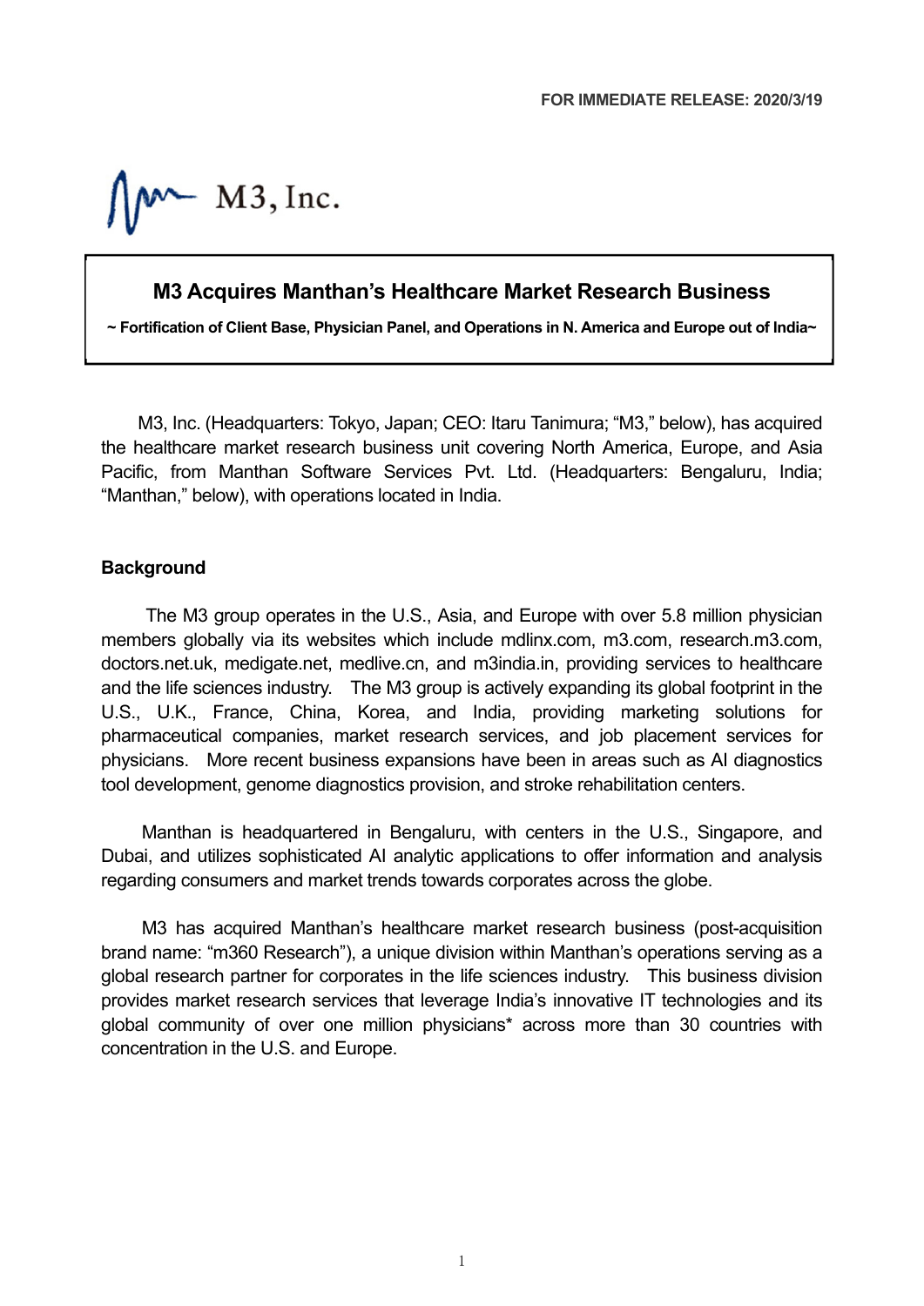FOR IMMEDIATE RELEASE: 2020/3/19

M3, Inc.

# M3 Acquires Manthan's Healthcare Market Research Business

**~ Fortification of Client Base, Physician Panel, and Operations in N. America and Europe out of India~**

M3, Inc. (Headquarters: Tokyo, Japan; CEO: Itaru Tanimura; "M3," below), has acquired the healthcare market research business unit covering North America, Europe, and Asia Pacific, from Manthan Software Services Pvt. Ltd. (Headquarters: Bengaluru, India; "Manthan," below), with operations located in India.

## Background

The M3 group operates in the U.S., Asia, and Europe with over 5.8 million physician members globally via its websites which include mdlinx.com, m3.com, research.m3.com, doctors.net.uk, medigate.net, medlive.cn, and m3india.in, providing services to healthcare and the life sciences industry. The M3 group is actively expanding its global footprint in the U.S., U.K., France, China, Korea, and India, providing marketing solutions for pharmaceutical companies, market research services, and job placement services for physicians. More recent business expansions have been in areas such as AI diagnostics tool development, genome diagnostics provision, and stroke rehabilitation centers.

Manthan is headquartered in Bengaluru, with centers in the U.S., Singapore, and Dubai, and utilizes sophisticated AI analytic applications to offer information and analysis regarding consumers and market trends towards corporates across the globe.

M3 has acquired Manthan's healthcare market research business (post-acquisition brand name: "m360 Research"), a unique division within Manthan's operations serving as a global research partner for corporates in the life sciences industry. This business division provides market research services that leverage India's innovative IT technologies and its global community of over one million physicians* across more than 30 countries with concentration in the U.S. and Europe.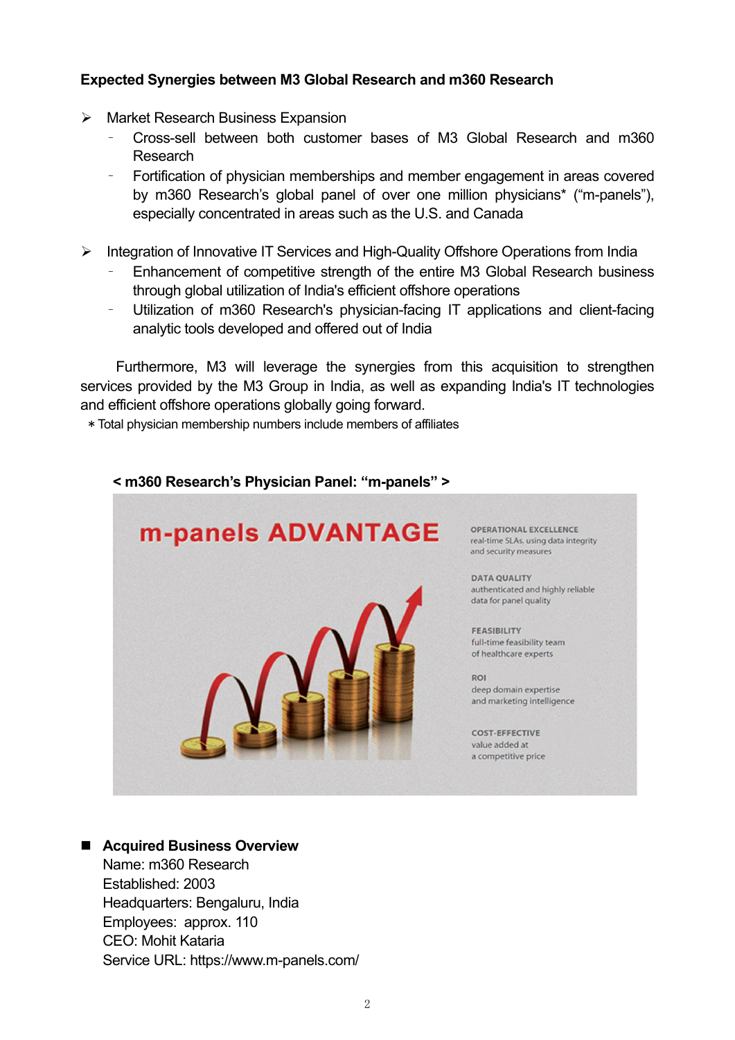**Expected Synergies between M3 Global Research and m360 Research**

- Market Research Business Expansion
  - Cross-sell between both customer bases of M3 Global Research and m360 Research
  - Fortification of physician memberships and member engagement in areas covered by m360 Research's global panel of over one million physicians* ("m-panels"), especially concentrated in areas such as the U.S. and Canada

- Integration of Innovative IT Services and High-Quality Offshore Operations from India
  - Enhancement of competitive strength of the entire M3 Global Research business through global utilization of India's efficient offshore operations
  - Utilization of m360 Research's physician-facing IT applications and client-facing analytic tools developed and offered out of India

Furthermore, M3 will leverage the synergies from this acquisition to strengthen services provided by the M3 Group in India, as well as expanding India's IT technologies and efficient offshore operations globally going forward.

* Total physician membership numbers include members of affiliates

**< m360 Research's Physician Panel: "m-panels" >**

m-panels ADVANTAGE

OPERATIONAL EXCELLENCE
real-time SLAs, using data integrity and security measures

DATA QUALITY
authenticated and highly reliable data for panel quality

FEASIBILITY
full-time feasibility team of healthcare experts

ROI
deep domain expertise and marketing intelligence

COST-EFFECTIVE
value added at a competitive price

- **Acquired Business Overview**

Name: m360 Research
Established: 2003
Headquarters: Bengaluru, India
Employees: approx. 110
CEO: Mohit Kataria
Service URL: https://www.m-panels.com/